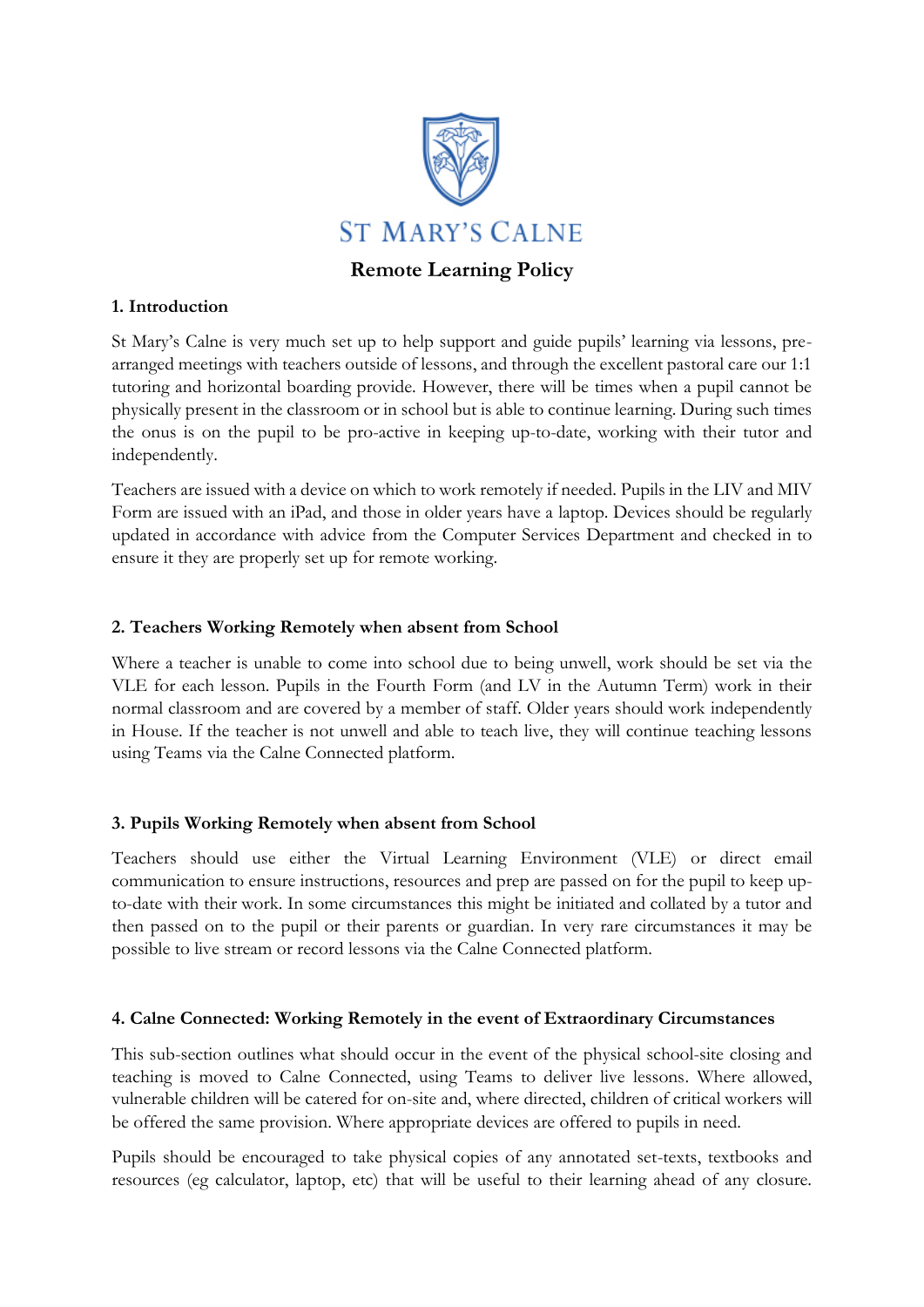ST MARY'S CALNE

# Remote Learning Policy

## 1. Introduction

St Mary's Calne is very much set up to help support and guide pupils' learning via lessons, pre-arranged meetings with teachers outside of lessons, and through the excellent pastoral care our 1:1 tutoring and horizontal boarding provide. However, there will be times when a pupil cannot be physically present in the classroom or in school but is able to continue learning. During such times the onus is on the pupil to be pro-active in keeping up-to-date, working with their tutor and independently.

Teachers are issued with a device on which to work remotely if needed. Pupils in the LIV and MIV Form are issued with an iPad, and those in older years have a laptop. Devices should be regularly updated in accordance with advice from the Computer Services Department and checked in to ensure it they are properly set up for remote working.

## 2. Teachers Working Remotely when absent from School

Where a teacher is unable to come into school due to being unwell, work should be set via the VLE for each lesson. Pupils in the Fourth Form (and LV in the Autumn Term) work in their normal classroom and are covered by a member of staff. Older years should work independently in House. If the teacher is not unwell and able to teach live, they will continue teaching lessons using Teams via the Calne Connected platform.

## 3. Pupils Working Remotely when absent from School

Teachers should use either the Virtual Learning Environment (VLE) or direct email communication to ensure instructions, resources and prep are passed on for the pupil to keep up-to-date with their work. In some circumstances this might be initiated and collated by a tutor and then passed on to the pupil or their parents or guardian. In very rare circumstances it may be possible to live stream or record lessons via the Calne Connected platform.

## 4. Calne Connected: Working Remotely in the event of Extraordinary Circumstances

This sub-section outlines what should occur in the event of the physical school-site closing and teaching is moved to Calne Connected, using Teams to deliver live lessons. Where allowed, vulnerable children will be catered for on-site and, where directed, children of critical workers will be offered the same provision. Where appropriate devices are offered to pupils in need.

Pupils should be encouraged to take physical copies of any annotated set-texts, textbooks and resources (eg calculator, laptop, etc) that will be useful to their learning ahead of any closure.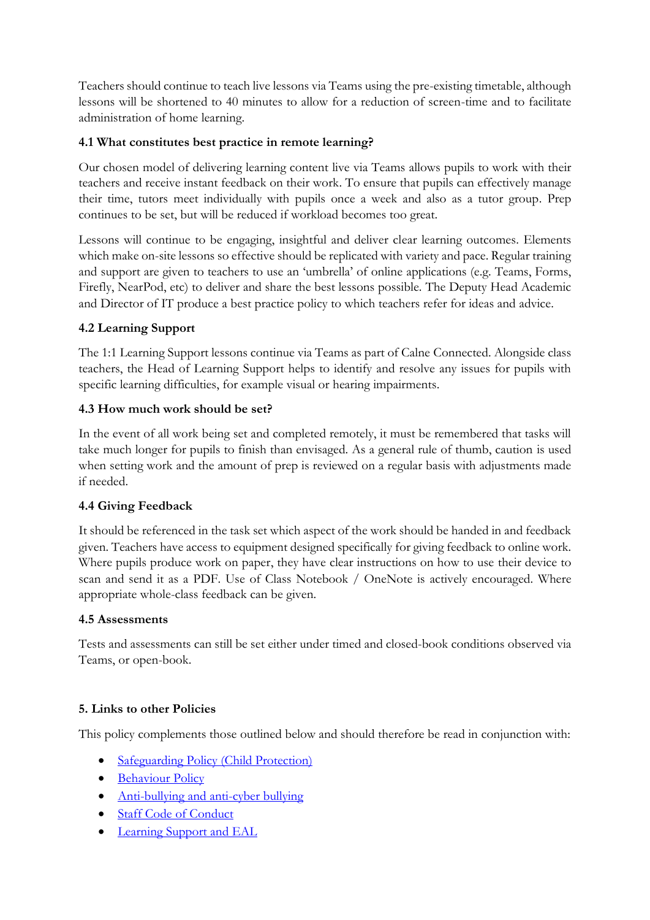Teachers should continue to teach live lessons via Teams using the pre-existing timetable, although lessons will be shortened to 40 minutes to allow for a reduction of screen-time and to facilitate administration of home learning.

### 4.1 What constitutes best practice in remote learning?

Our chosen model of delivering learning content live via Teams allows pupils to work with their teachers and receive instant feedback on their work. To ensure that pupils can effectively manage their time, tutors meet individually with pupils once a week and also as a tutor group. Prep continues to be set, but will be reduced if workload becomes too great.

Lessons will continue to be engaging, insightful and deliver clear learning outcomes. Elements which make on-site lessons so effective should be replicated with variety and pace. Regular training and support are given to teachers to use an 'umbrella' of online applications (e.g. Teams, Forms, Firefly, NearPod, etc) to deliver and share the best lessons possible. The Deputy Head Academic and Director of IT produce a best practice policy to which teachers refer for ideas and advice.

### 4.2 Learning Support

The 1:1 Learning Support lessons continue via Teams as part of Calne Connected. Alongside class teachers, the Head of Learning Support helps to identify and resolve any issues for pupils with specific learning difficulties, for example visual or hearing impairments.

### 4.3 How much work should be set?

In the event of all work being set and completed remotely, it must be remembered that tasks will take much longer for pupils to finish than envisaged. As a general rule of thumb, caution is used when setting work and the amount of prep is reviewed on a regular basis with adjustments made if needed.

### 4.4 Giving Feedback

It should be referenced in the task set which aspect of the work should be handed in and feedback given. Teachers have access to equipment designed specifically for giving feedback to online work. Where pupils produce work on paper, they have clear instructions on how to use their device to scan and send it as a PDF. Use of Class Notebook / OneNote is actively encouraged. Where appropriate whole-class feedback can be given.

### 4.5 Assessments

Tests and assessments can still be set either under timed and closed-book conditions observed via Teams, or open-book.

## 5. Links to other Policies

This policy complements those outlined below and should therefore be read in conjunction with:

- Safeguarding Policy (Child Protection)
- Behaviour Policy
- Anti-bullying and anti-cyber bullying
- Staff Code of Conduct
- Learning Support and EAL